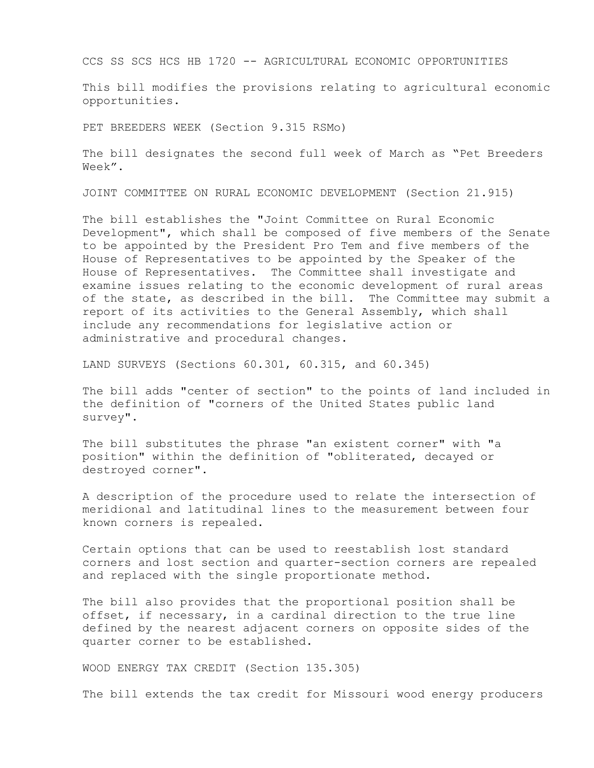# CCS SS SCS HCS HB 1720 -- AGRICULTURAL ECONOMIC OPPORTUNITIES

This bill modifies the provisions relating to agricultural economic opportunities.

## PET BREEDERS WEEK (Section 9.315 RSMo)

The bill designates the second full week of March as "Pet Breeders Week".

## JOINT COMMITTEE ON RURAL ECONOMIC DEVELOPMENT (Section 21.915)

The bill establishes the "Joint Committee on Rural Economic Development", which shall be composed of five members of the Senate to be appointed by the President Pro Tem and five members of the House of Representatives to be appointed by the Speaker of the House of Representatives. The Committee shall investigate and examine issues relating to the economic development of rural areas of the state, as described in the bill. The Committee may submit a report of its activities to the General Assembly, which shall include any recommendations for legislative action or administrative and procedural changes.

## LAND SURVEYS (Sections 60.301, 60.315, and 60.345)

The bill adds "center of section" to the points of land included in the definition of "corners of the United States public land survey".

The bill substitutes the phrase "an existent corner" with "a position" within the definition of "obliterated, decayed or destroyed corner".

A description of the procedure used to relate the intersection of meridional and latitudinal lines to the measurement between four known corners is repealed.

Certain options that can be used to reestablish lost standard corners and lost section and quarter-section corners are repealed and replaced with the single proportionate method.

The bill also provides that the proportional position shall be offset, if necessary, in a cardinal direction to the true line defined by the nearest adjacent corners on opposite sides of the quarter corner to be established.

## WOOD ENERGY TAX CREDIT (Section 135.305)

The bill extends the tax credit for Missouri wood energy producers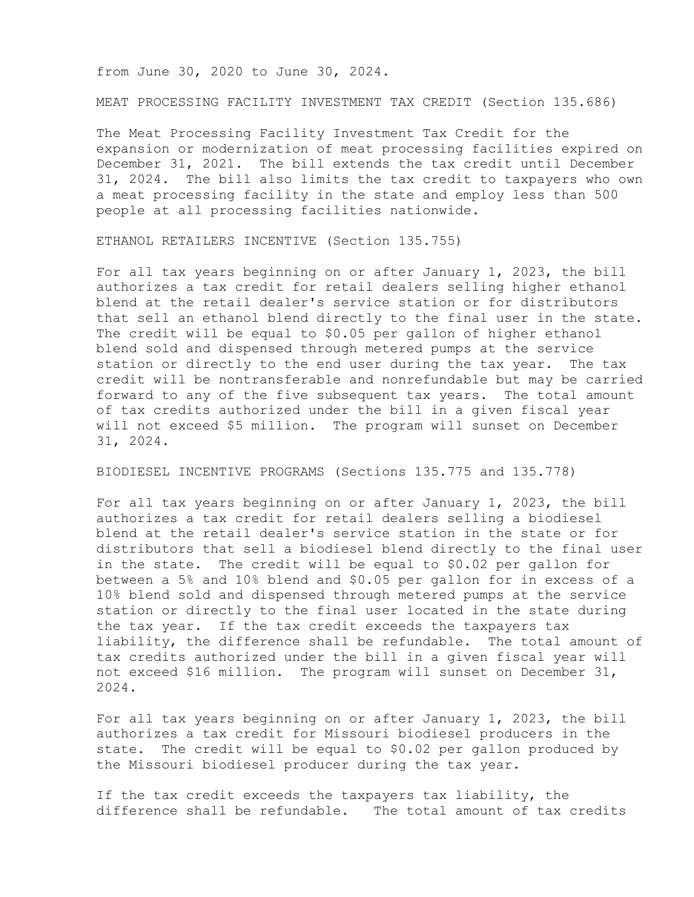from June 30, 2020 to June 30, 2024.

MEAT PROCESSING FACILITY INVESTMENT TAX CREDIT (Section 135.686)

The Meat Processing Facility Investment Tax Credit for the expansion or modernization of meat processing facilities expired on December 31, 2021. The bill extends the tax credit until December 31, 2024. The bill also limits the tax credit to taxpayers who own a meat processing facility in the state and employ less than 500 people at all processing facilities nationwide.

ETHANOL RETAILERS INCENTIVE (Section 135.755)

For all tax years beginning on or after January 1, 2023, the bill authorizes a tax credit for retail dealers selling higher ethanol blend at the retail dealer's service station or for distributors that sell an ethanol blend directly to the final user in the state. The credit will be equal to $0.05 per gallon of higher ethanol blend sold and dispensed through metered pumps at the service station or directly to the end user during the tax year. The tax credit will be nontransferable and nonrefundable but may be carried forward to any of the five subsequent tax years. The total amount of tax credits authorized under the bill in a given fiscal year will not exceed $5 million. The program will sunset on December 31, 2024.

BIODIESEL INCENTIVE PROGRAMS (Sections 135.775 and 135.778)

For all tax years beginning on or after January 1, 2023, the bill authorizes a tax credit for retail dealers selling a biodiesel blend at the retail dealer's service station in the state or for distributors that sell a biodiesel blend directly to the final user in the state. The credit will be equal to $0.02 per gallon for between a 5% and 10% blend and $0.05 per gallon for in excess of a 10% blend sold and dispensed through metered pumps at the service station or directly to the final user located in the state during the tax year. If the tax credit exceeds the taxpayers tax liability, the difference shall be refundable. The total amount of tax credits authorized under the bill in a given fiscal year will not exceed $16 million. The program will sunset on December 31, 2024.

For all tax years beginning on or after January 1, 2023, the bill authorizes a tax credit for Missouri biodiesel producers in the state. The credit will be equal to $0.02 per gallon produced by the Missouri biodiesel producer during the tax year.

If the tax credit exceeds the taxpayers tax liability, the difference shall be refundable. The total amount of tax credits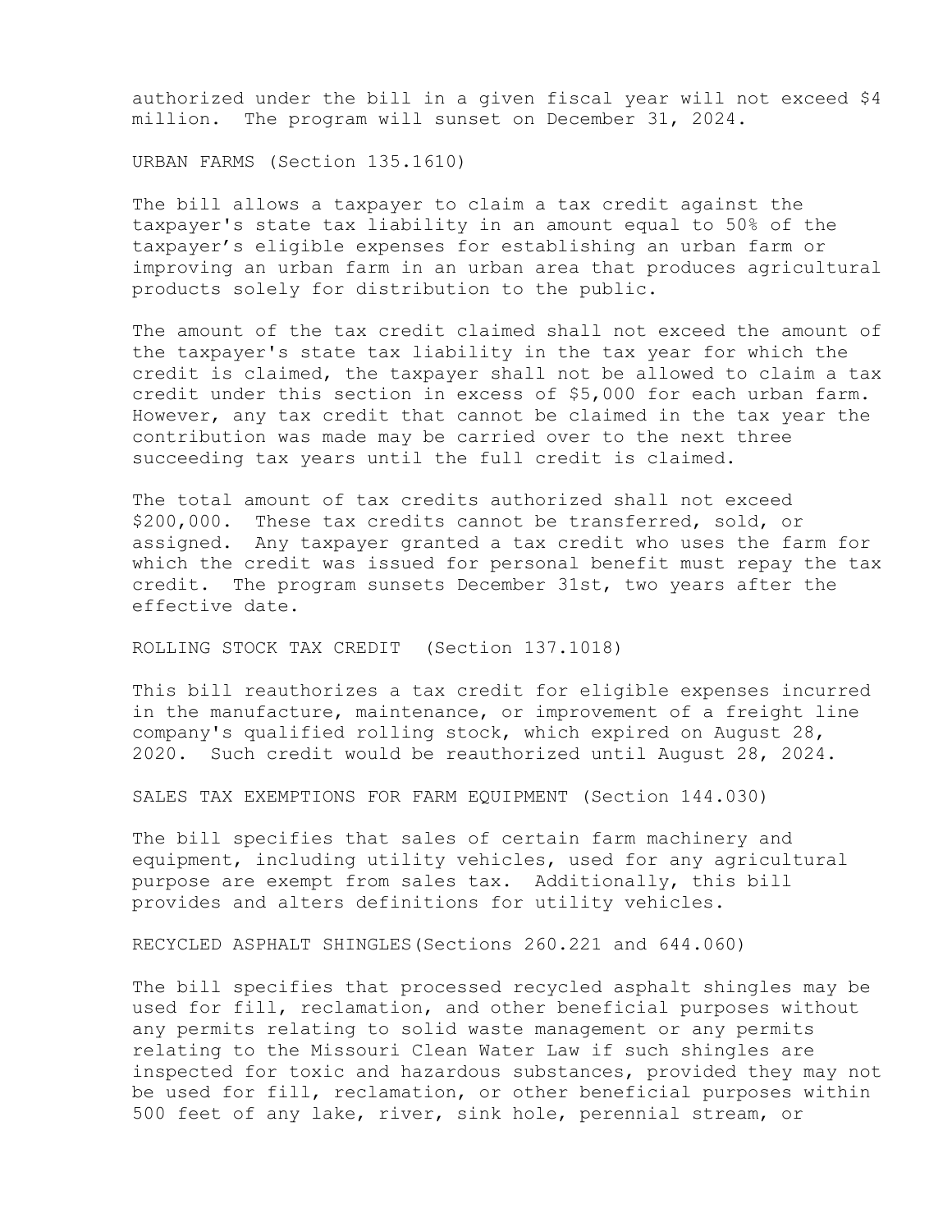authorized under the bill in a given fiscal year will not exceed $4 million. The program will sunset on December 31, 2024.

URBAN FARMS (Section 135.1610)

The bill allows a taxpayer to claim a tax credit against the taxpayer's state tax liability in an amount equal to 50% of the taxpayer's eligible expenses for establishing an urban farm or improving an urban farm in an urban area that produces agricultural products solely for distribution to the public.

The amount of the tax credit claimed shall not exceed the amount of the taxpayer's state tax liability in the tax year for which the credit is claimed, the taxpayer shall not be allowed to claim a tax credit under this section in excess of $5,000 for each urban farm. However, any tax credit that cannot be claimed in the tax year the contribution was made may be carried over to the next three succeeding tax years until the full credit is claimed.

The total amount of tax credits authorized shall not exceed $200,000. These tax credits cannot be transferred, sold, or assigned. Any taxpayer granted a tax credit who uses the farm for which the credit was issued for personal benefit must repay the tax credit. The program sunsets December 31st, two years after the effective date.

ROLLING STOCK TAX CREDIT (Section 137.1018)

This bill reauthorizes a tax credit for eligible expenses incurred in the manufacture, maintenance, or improvement of a freight line company's qualified rolling stock, which expired on August 28, 2020. Such credit would be reauthorized until August 28, 2024.

SALES TAX EXEMPTIONS FOR FARM EQUIPMENT (Section 144.030)

The bill specifies that sales of certain farm machinery and equipment, including utility vehicles, used for any agricultural purpose are exempt from sales tax. Additionally, this bill provides and alters definitions for utility vehicles.

RECYCLED ASPHALT SHINGLES(Sections 260.221 and 644.060)

The bill specifies that processed recycled asphalt shingles may be used for fill, reclamation, and other beneficial purposes without any permits relating to solid waste management or any permits relating to the Missouri Clean Water Law if such shingles are inspected for toxic and hazardous substances, provided they may not be used for fill, reclamation, or other beneficial purposes within 500 feet of any lake, river, sink hole, perennial stream, or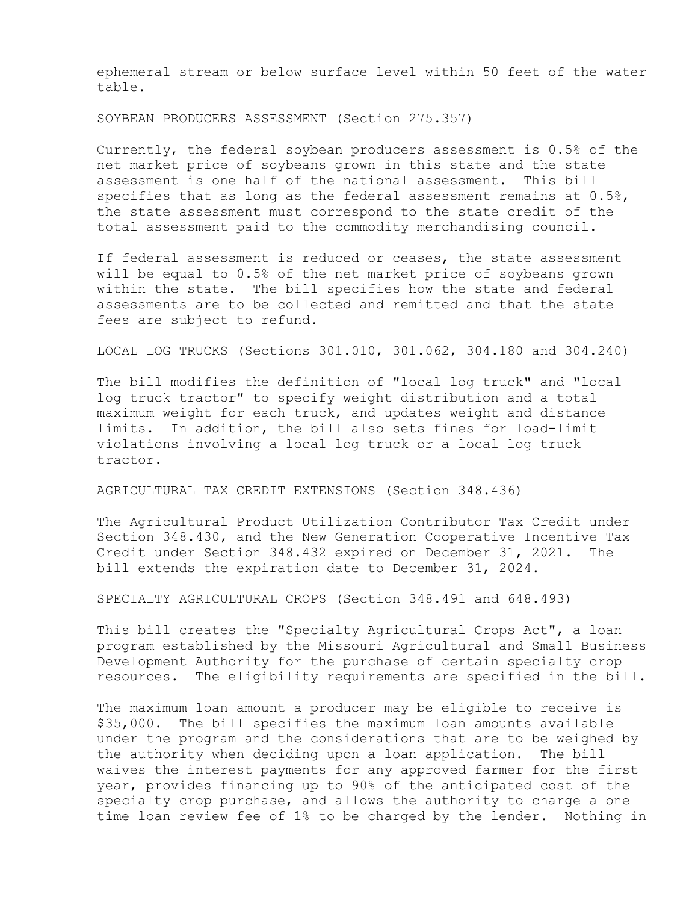ephemeral stream or below surface level within 50 feet of the water table.

## SOYBEAN PRODUCERS ASSESSMENT (Section 275.357)

Currently, the federal soybean producers assessment is 0.5% of the net market price of soybeans grown in this state and the state assessment is one half of the national assessment. This bill specifies that as long as the federal assessment remains at 0.5%, the state assessment must correspond to the state credit of the total assessment paid to the commodity merchandising council.

If federal assessment is reduced or ceases, the state assessment will be equal to 0.5% of the net market price of soybeans grown within the state. The bill specifies how the state and federal assessments are to be collected and remitted and that the state fees are subject to refund.

## LOCAL LOG TRUCKS (Sections 301.010, 301.062, 304.180 and 304.240)

The bill modifies the definition of "local log truck" and "local log truck tractor" to specify weight distribution and a total maximum weight for each truck, and updates weight and distance limits. In addition, the bill also sets fines for load-limit violations involving a local log truck or a local log truck tractor.

## AGRICULTURAL TAX CREDIT EXTENSIONS (Section 348.436)

The Agricultural Product Utilization Contributor Tax Credit under Section 348.430, and the New Generation Cooperative Incentive Tax Credit under Section 348.432 expired on December 31, 2021. The bill extends the expiration date to December 31, 2024.

## SPECIALTY AGRICULTURAL CROPS (Section 348.491 and 648.493)

This bill creates the "Specialty Agricultural Crops Act", a loan program established by the Missouri Agricultural and Small Business Development Authority for the purchase of certain specialty crop resources. The eligibility requirements are specified in the bill.

The maximum loan amount a producer may be eligible to receive is $35,000. The bill specifies the maximum loan amounts available under the program and the considerations that are to be weighed by the authority when deciding upon a loan application. The bill waives the interest payments for any approved farmer for the first year, provides financing up to 90% of the anticipated cost of the specialty crop purchase, and allows the authority to charge a one time loan review fee of 1% to be charged by the lender. Nothing in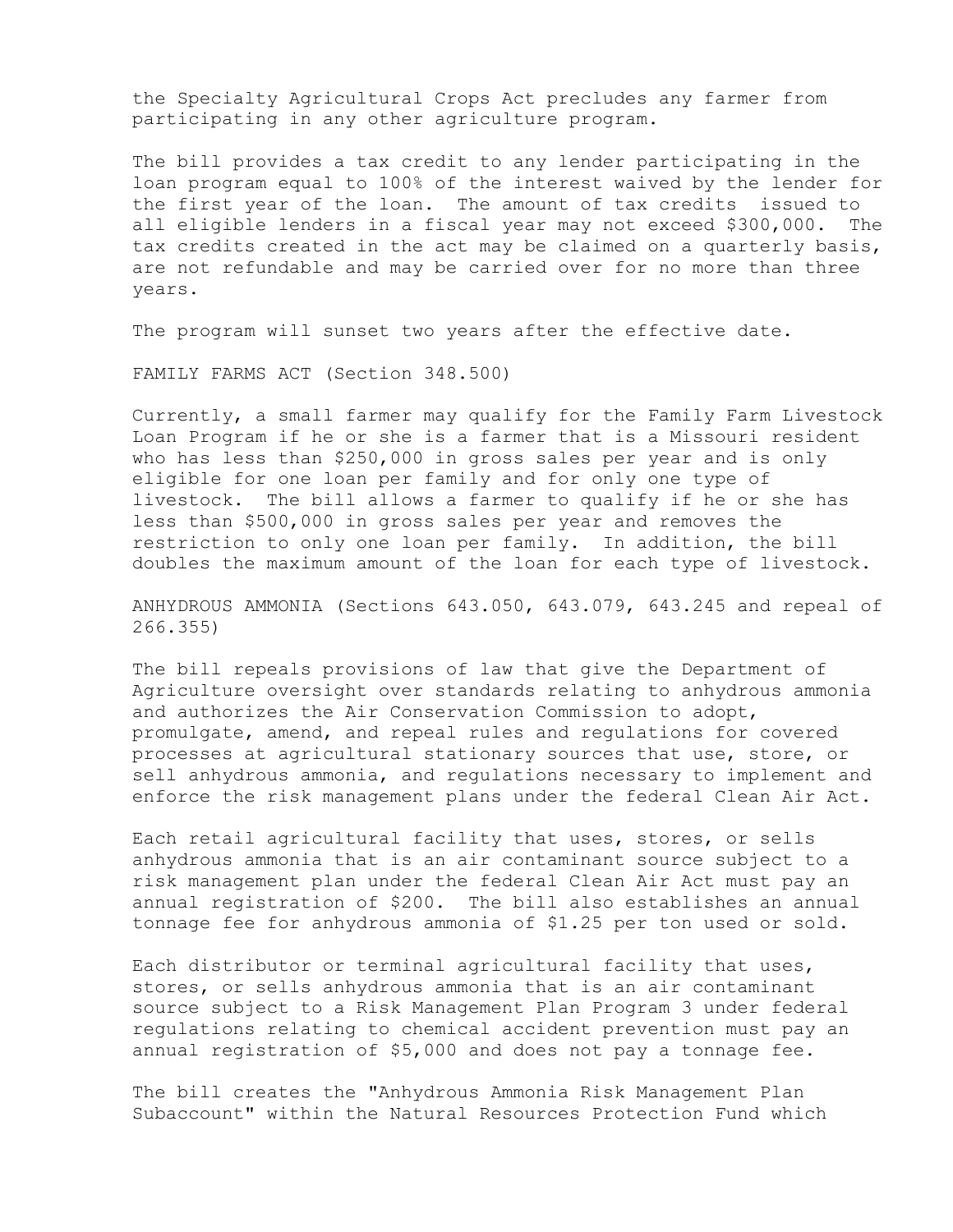the Specialty Agricultural Crops Act precludes any farmer from participating in any other agriculture program.

The bill provides a tax credit to any lender participating in the loan program equal to 100% of the interest waived by the lender for the first year of the loan. The amount of tax credits issued to all eligible lenders in a fiscal year may not exceed $300,000. The tax credits created in the act may be claimed on a quarterly basis, are not refundable and may be carried over for no more than three years.

The program will sunset two years after the effective date.

FAMILY FARMS ACT (Section 348.500)

Currently, a small farmer may qualify for the Family Farm Livestock Loan Program if he or she is a farmer that is a Missouri resident who has less than $250,000 in gross sales per year and is only eligible for one loan per family and for only one type of livestock. The bill allows a farmer to qualify if he or she has less than $500,000 in gross sales per year and removes the restriction to only one loan per family. In addition, the bill doubles the maximum amount of the loan for each type of livestock.

ANHYDROUS AMMONIA (Sections 643.050, 643.079, 643.245 and repeal of 266.355)

The bill repeals provisions of law that give the Department of Agriculture oversight over standards relating to anhydrous ammonia and authorizes the Air Conservation Commission to adopt, promulgate, amend, and repeal rules and regulations for covered processes at agricultural stationary sources that use, store, or sell anhydrous ammonia, and regulations necessary to implement and enforce the risk management plans under the federal Clean Air Act.

Each retail agricultural facility that uses, stores, or sells anhydrous ammonia that is an air contaminant source subject to a risk management plan under the federal Clean Air Act must pay an annual registration of $200. The bill also establishes an annual tonnage fee for anhydrous ammonia of $1.25 per ton used or sold.

Each distributor or terminal agricultural facility that uses, stores, or sells anhydrous ammonia that is an air contaminant source subject to a Risk Management Plan Program 3 under federal regulations relating to chemical accident prevention must pay an annual registration of $5,000 and does not pay a tonnage fee.

The bill creates the "Anhydrous Ammonia Risk Management Plan Subaccount" within the Natural Resources Protection Fund which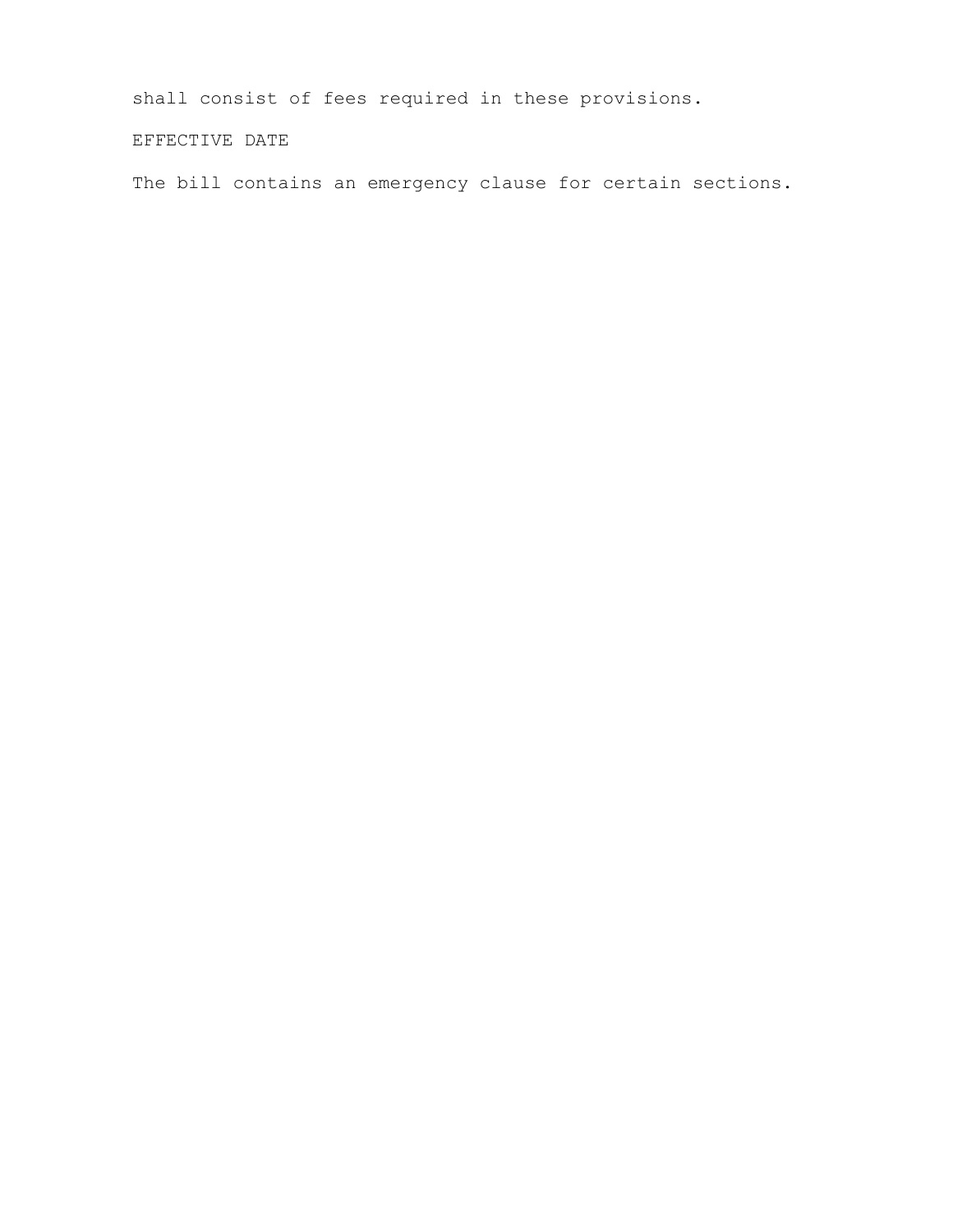shall consist of fees required in these provisions.

EFFECTIVE DATE

The bill contains an emergency clause for certain sections.